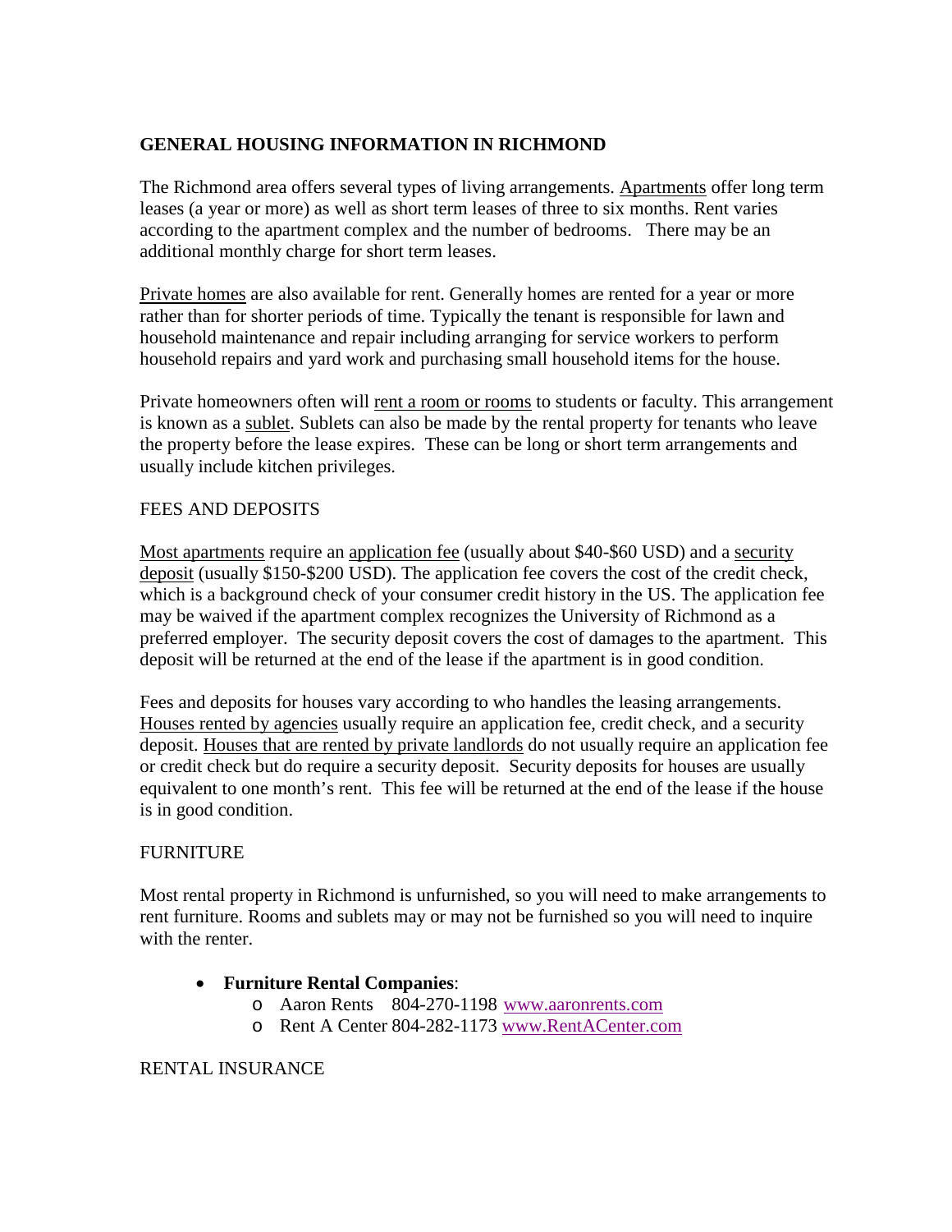# GENERAL HOUSING INFORMATION IN RICHMOND

The Richmond area offers several types of living arrangements. Apartments offer long term leases (a year or more) as well as short term leases of three to six months. Rent varies according to the apartment complex and the number of bedrooms. There may be an additional monthly charge for short term leases.

Private homes are also available for rent. Generally homes are rented for a year or more rather than for shorter periods of time. Typically the tenant is responsible for lawn and household maintenance and repair including arranging for service workers to perform household repairs and yard work and purchasing small household items for the house.

Private homeowners often will rent a room or rooms to students or faculty. This arrangement is known as a sublet. Sublets can also be made by the rental property for tenants who leave the property before the lease expires. These can be long or short term arrangements and usually include kitchen privileges.

## FEES AND DEPOSITS

Most apartments require an application fee (usually about $40-$60 USD) and a security deposit (usually $150-$200 USD). The application fee covers the cost of the credit check, which is a background check of your consumer credit history in the US. The application fee may be waived if the apartment complex recognizes the University of Richmond as a preferred employer. The security deposit covers the cost of damages to the apartment. This deposit will be returned at the end of the lease if the apartment is in good condition.

Fees and deposits for houses vary according to who handles the leasing arrangements. Houses rented by agencies usually require an application fee, credit check, and a security deposit. Houses that are rented by private landlords do not usually require an application fee or credit check but do require a security deposit. Security deposits for houses are usually equivalent to one month's rent. This fee will be returned at the end of the lease if the house is in good condition.

## FURNITURE

Most rental property in Richmond is unfurnished, so you will need to make arrangements to rent furniture. Rooms and sublets may or may not be furnished so you will need to inquire with the renter.

- **Furniture Rental Companies**:
  - Aaron Rents 804-270-1198 www.aaronrents.com
  - Rent A Center 804-282-1173 www.RentACenter.com

## RENTAL INSURANCE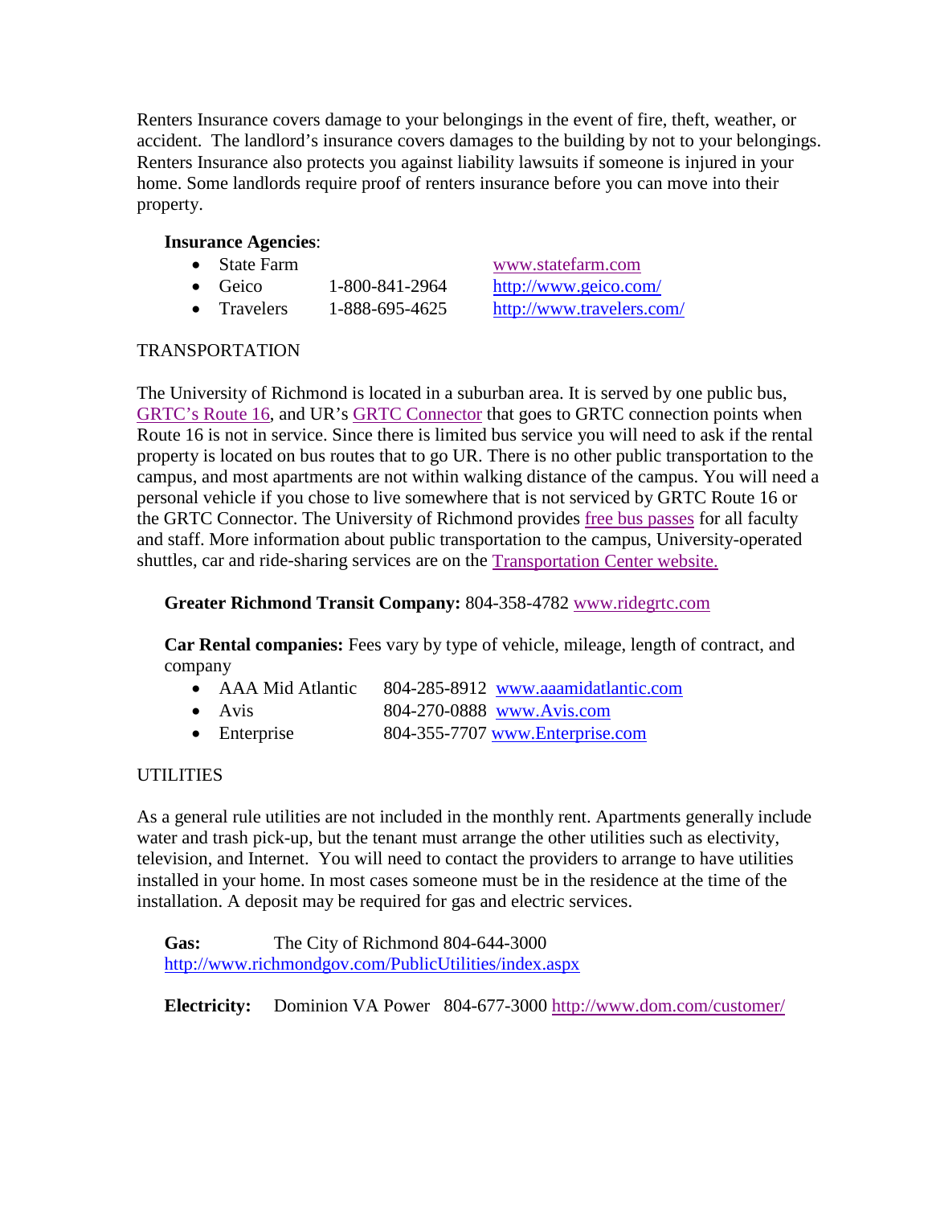Renters Insurance covers damage to your belongings in the event of fire, theft, weather, or accident. The landlord's insurance covers damages to the building by not to your belongings. Renters Insurance also protects you against liability lawsuits if someone is injured in your home. Some landlords require proof of renters insurance before you can move into their property.

**Insurance Agencies**:

- State Farm www.statefarm.com
- Geico 1-800-841-2964 http://www.geico.com/
- Travelers 1-888-695-4625 http://www.travelers.com/

TRANSPORTATION

The University of Richmond is located in a suburban area. It is served by one public bus, GRTC's Route 16, and UR's GRTC Connector that goes to GRTC connection points when Route 16 is not in service. Since there is limited bus service you will need to ask if the rental property is located on bus routes that to go UR. There is no other public transportation to the campus, and most apartments are not within walking distance of the campus. You will need a personal vehicle if you chose to live somewhere that is not serviced by GRTC Route 16 or the GRTC Connector. The University of Richmond provides free bus passes for all faculty and staff. More information about public transportation to the campus, University-operated shuttles, car and ride-sharing services are on the Transportation Center website.

**Greater Richmond Transit Company:** 804-358-4782 www.ridegrtc.com

**Car Rental companies:** Fees vary by type of vehicle, mileage, length of contract, and company

- AAA Mid Atlantic 804-285-8912 www.aaamidatlantic.com
- Avis 804-270-0888 www.Avis.com
- Enterprise 804-355-7707 www.Enterprise.com

UTILITIES

As a general rule utilities are not included in the monthly rent. Apartments generally include water and trash pick-up, but the tenant must arrange the other utilities such as electivity, television, and Internet. You will need to contact the providers to arrange to have utilities installed in your home. In most cases someone must be in the residence at the time of the installation. A deposit may be required for gas and electric services.

**Gas:** The City of Richmond 804-644-3000
http://www.richmondgov.com/PublicUtilities/index.aspx

**Electricity:** Dominion VA Power 804-677-3000 http://www.dom.com/customer/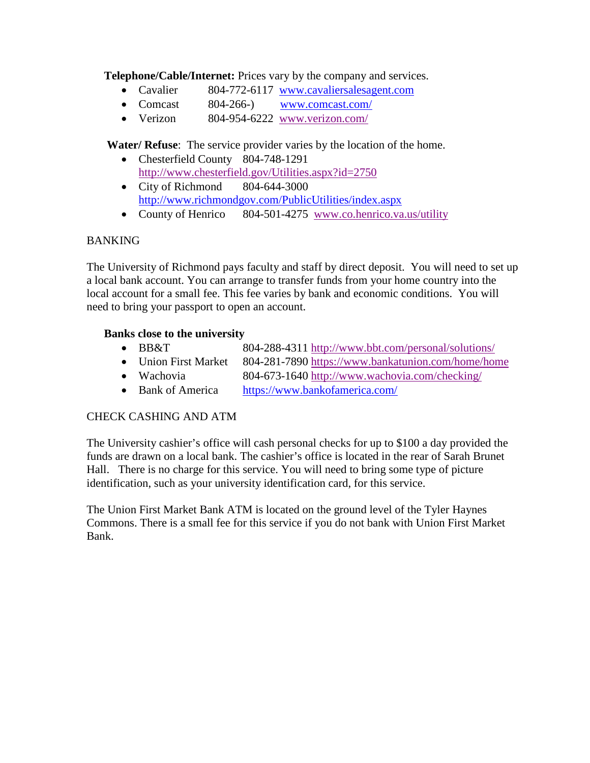**Telephone/Cable/Internet:** Prices vary by the company and services.

- Cavalier 804-772-6117 www.cavaliersalesagent.com
- Comcast 804-266-) www.comcast.com/
- Verizon 804-954-6222 www.verizon.com/

**Water/ Refuse**: The service provider varies by the location of the home.

- Chesterfield County 804-748-1291 http://www.chesterfield.gov/Utilities.aspx?id=2750
- City of Richmond 804-644-3000 http://www.richmondgov.com/PublicUtilities/index.aspx
- County of Henrico 804-501-4275 www.co.henrico.va.us/utility

## BANKING

The University of Richmond pays faculty and staff by direct deposit. You will need to set up a local bank account. You can arrange to transfer funds from your home country into the local account for a small fee. This fee varies by bank and economic conditions. You will need to bring your passport to open an account.

**Banks close to the university**

- BB&T 804-288-4311 http://www.bbt.com/personal/solutions/
- Union First Market 804-281-7890 https://www.bankatunion.com/home/home
- Wachovia 804-673-1640 http://www.wachovia.com/checking/
- Bank of America https://www.bankofamerica.com/

## CHECK CASHING AND ATM

The University cashier's office will cash personal checks for up to $100 a day provided the funds are drawn on a local bank. The cashier's office is located in the rear of Sarah Brunet Hall. There is no charge for this service. You will need to bring some type of picture identification, such as your university identification card, for this service.

The Union First Market Bank ATM is located on the ground level of the Tyler Haynes Commons. There is a small fee for this service if you do not bank with Union First Market Bank.